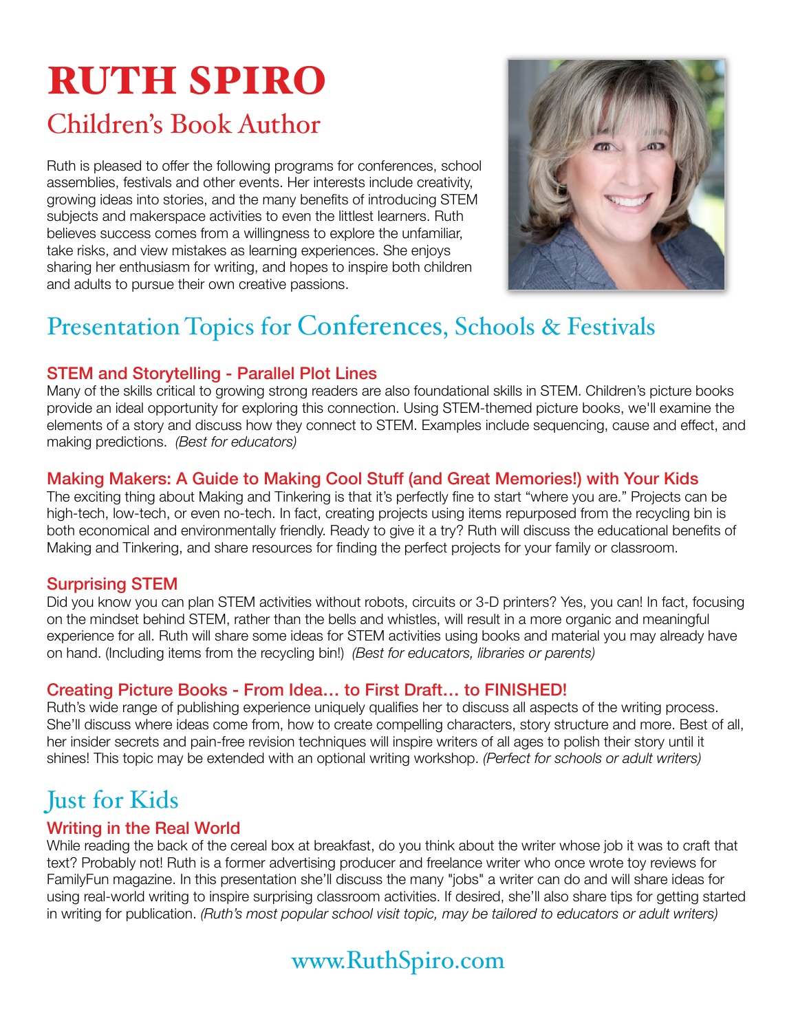# RUTH SPIRO

## Children's Book Author

Ruth is pleased to offer the following programs for conferences, school assemblies, festivals and other events. Her interests include creativity, growing ideas into stories, and the many benefits of introducing STEM subjects and makerspace activities to even the littlest learners. Ruth believes success comes from a willingness to explore the unfamiliar, take risks, and view mistakes as learning experiences. She enjoys sharing her enthusiasm for writing, and hopes to inspire both children and adults to pursue their own creative passions.

## Presentation Topics for Conferences, Schools & Festivals

### STEM and Storytelling - Parallel Plot Lines

Many of the skills critical to growing strong readers are also foundational skills in STEM. Children's picture books provide an ideal opportunity for exploring this connection. Using STEM-themed picture books, we'll examine the elements of a story and discuss how they connect to STEM. Examples include sequencing, cause and effect, and making predictions. *(Best for educators)*

### Making Makers: A Guide to Making Cool Stuff (and Great Memories!) with Your Kids

The exciting thing about Making and Tinkering is that it's perfectly fine to start "where you are." Projects can be high-tech, low-tech, or even no-tech. In fact, creating projects using items repurposed from the recycling bin is both economical and environmentally friendly. Ready to give it a try? Ruth will discuss the educational benefits of Making and Tinkering, and share resources for finding the perfect projects for your family or classroom.

### Surprising STEM

Did you know you can plan STEM activities without robots, circuits or 3-D printers? Yes, you can! In fact, focusing on the mindset behind STEM, rather than the bells and whistles, will result in a more organic and meaningful experience for all. Ruth will share some ideas for STEM activities using books and material you may already have on hand. (Including items from the recycling bin!) *(Best for educators, libraries or parents)*

### Creating Picture Books - From Idea… to First Draft… to FINISHED!

Ruth's wide range of publishing experience uniquely qualifies her to discuss all aspects of the writing process. She'll discuss where ideas come from, how to create compelling characters, story structure and more. Best of all, her insider secrets and pain-free revision techniques will inspire writers of all ages to polish their story until it shines! This topic may be extended with an optional writing workshop. *(Perfect for schools or adult writers)*

## Just for Kids

### Writing in the Real World

While reading the back of the cereal box at breakfast, do you think about the writer whose job it was to craft that text? Probably not! Ruth is a former advertising producer and freelance writer who once wrote toy reviews for FamilyFun magazine. In this presentation she'll discuss the many "jobs" a writer can do and will share ideas for using real-world writing to inspire surprising classroom activities. If desired, she'll also share tips for getting started in writing for publication. *(Ruth's most popular school visit topic, may be tailored to educators or adult writers)*

www.RuthSpiro.com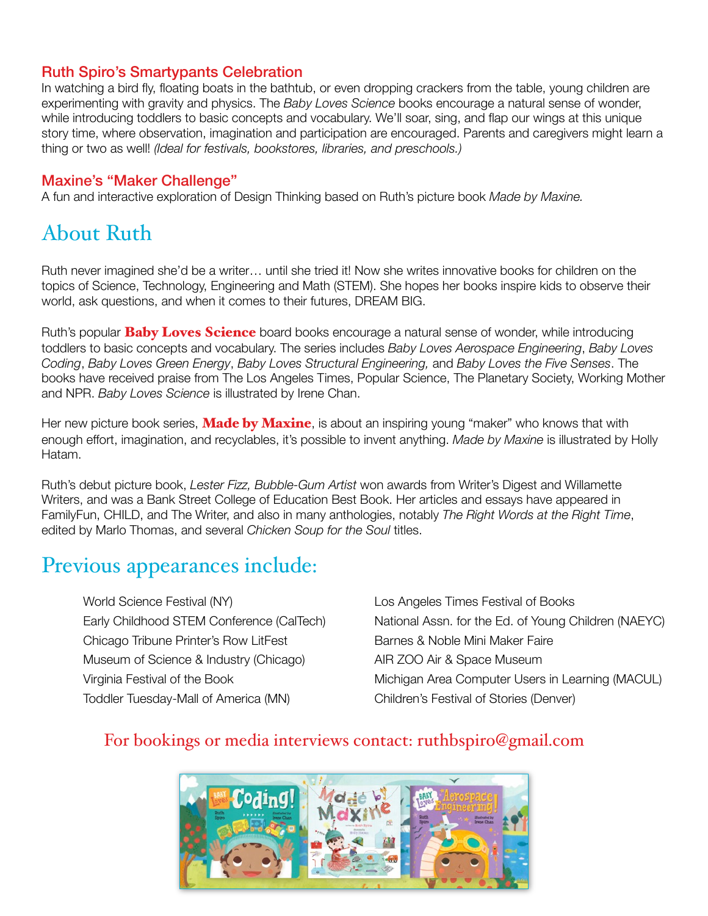### Ruth Spiro's Smartypants Celebration

In watching a bird fly, floating boats in the bathtub, or even dropping crackers from the table, young children are experimenting with gravity and physics. The *Baby Loves Science* books encourage a natural sense of wonder, while introducing toddlers to basic concepts and vocabulary. We'll soar, sing, and flap our wings at this unique story time, where observation, imagination and participation are encouraged. Parents and caregivers might learn a thing or two as well! *(Ideal for festivals, bookstores, libraries, and preschools.)*

### Maxine's "Maker Challenge"

A fun and interactive exploration of Design Thinking based on Ruth's picture book *Made by Maxine.*

## About Ruth

Ruth never imagined she'd be a writer… until she tried it! Now she writes innovative books for children on the topics of Science, Technology, Engineering and Math (STEM). She hopes her books inspire kids to observe their world, ask questions, and when it comes to their futures, DREAM BIG.

Ruth's popular **Baby Loves Science** board books encourage a natural sense of wonder, while introducing toddlers to basic concepts and vocabulary. The series includes *Baby Loves Aerospace Engineering*, *Baby Loves Coding*, *Baby Loves Green Energy*, *Baby Loves Structural Engineering,* and *Baby Loves the Five Senses*. The books have received praise from The Los Angeles Times, Popular Science, The Planetary Society, Working Mother and NPR. *Baby Loves Science* is illustrated by Irene Chan.

Her new picture book series, **Made by Maxine**, is about an inspiring young "maker" who knows that with enough effort, imagination, and recyclables, it's possible to invent anything. *Made by Maxine* is illustrated by Holly Hatam.

Ruth's debut picture book, *Lester Fizz, Bubble-Gum Artist* won awards from Writer's Digest and Willamette Writers, and was a Bank Street College of Education Best Book. Her articles and essays have appeared in FamilyFun, CHILD, and The Writer, and also in many anthologies, notably *The Right Words at the Right Time*, edited by Marlo Thomas, and several *Chicken Soup for the Soul* titles.

## Previous appearances include:

- World Science Festival (NY)
- Early Childhood STEM Conference (CalTech)
- Chicago Tribune Printer's Row LitFest
- Museum of Science & Industry (Chicago)
- Virginia Festival of the Book
- Toddler Tuesday-Mall of America (MN)
- Los Angeles Times Festival of Books
- National Assn. for the Ed. of Young Children (NAEYC)
- Barnes & Noble Mini Maker Faire
- AIR ZOO Air & Space Museum
- Michigan Area Computer Users in Learning (MACUL)
- Children's Festival of Stories (Denver)

For bookings or media interviews contact: ruthbspiro@gmail.com